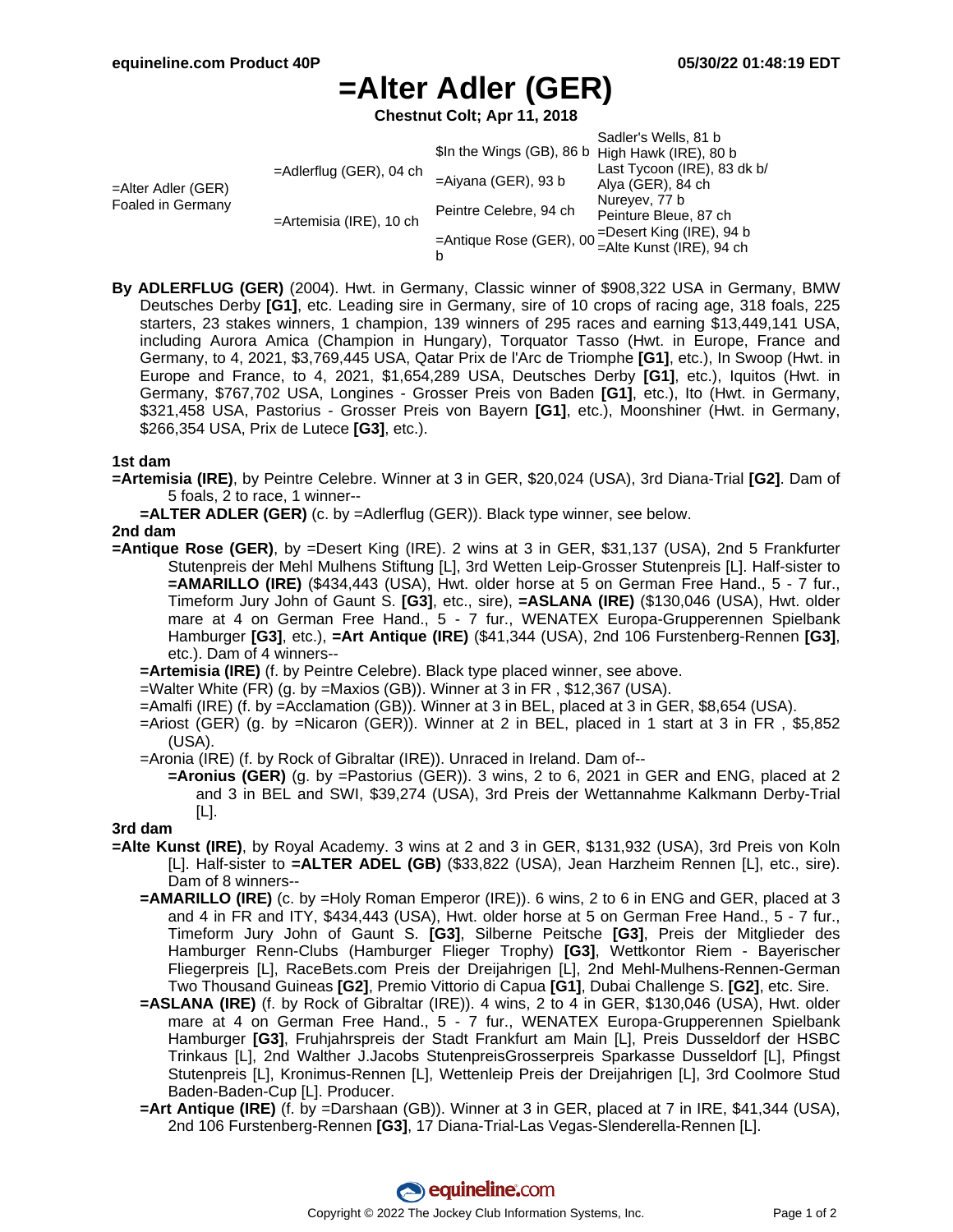# =Alter Adler (GER)

**Chestnut Colt; Apr 11, 2018**

| | | | |
|---|---|---|---|
| =Alter Adler (GER) Foaled in Germany | =Adlerflug (GER), 04 ch | $In the Wings (GB), 86 b | Sadler's Wells, 81 b |
| | | | High Hawk (IRE), 80 b |
| | | =Aiyana (GER), 93 b | Last Tycoon (IRE), 83 dk b/ |
| | | | Alya (GER), 84 ch |
| | =Artemisia (IRE), 10 ch | Peintre Celebre, 94 ch | Nureyev, 77 b |
| | | | Peinture Bleue, 87 ch |
| | | =Antique Rose (GER), 00 b | =Desert King (IRE), 94 b |
| | | | =Alte Kunst (IRE), 94 ch |

**By ADLERFLUG (GER)** (2004). Hwt. in Germany, Classic winner of $908,322 USA in Germany, BMW Deutsches Derby **[G1]**, etc. Leading sire in Germany, sire of 10 crops of racing age, 318 foals, 225 starters, 23 stakes winners, 1 champion, 139 winners of 295 races and earning $13,449,141 USA, including Aurora Amica (Champion in Hungary), Torquator Tasso (Hwt. in Europe, France and Germany, to 4, 2021, $3,769,445 USA, Qatar Prix de l'Arc de Triomphe **[G1]**, etc.), In Swoop (Hwt. in Europe and France, to 4, 2021, $1,654,289 USA, Deutsches Derby **[G1]**, etc.), Iquitos (Hwt. in Germany, $767,702 USA, Longines - Grosser Preis von Baden **[G1]**, etc.), Ito (Hwt. in Germany, $321,458 USA, Pastorius - Grosser Preis von Bayern **[G1]**, etc.), Moonshiner (Hwt. in Germany, $266,354 USA, Prix de Lutece **[G3]**, etc.).

### 1st dam

**=Artemisia (IRE)**, by Peintre Celebre. Winner at 3 in GER, $20,024 (USA), 3rd Diana-Trial **[G2]**. Dam of 5 foals, 2 to race, 1 winner--

- **=ALTER ADLER (GER)** (c. by =Adlerflug (GER)). Black type winner, see below.

### 2nd dam

**=Antique Rose (GER)**, by =Desert King (IRE). 2 wins at 3 in GER, $31,137 (USA), 2nd 5 Frankfurter Stutenpreis der Mehl Mulhens Stiftung [L], 3rd Wetten Leip-Grosser Stutenpreis [L]. Half-sister to **=AMARILLO (IRE)** ($434,443 (USA), Hwt. older horse at 5 on German Free Hand., 5 - 7 fur., Timeform Jury John of Gaunt S. **[G3]**, etc., sire), **=ASLANA (IRE)** ($130,046 (USA), Hwt. older mare at 4 on German Free Hand., 5 - 7 fur., WENATEX Europa-Gruppererennen Spielbank Hamburger **[G3]**, etc.), **=Art Antique (IRE)** ($41,344 (USA), 2nd 106 Furstenberg-Rennen **[G3]**, etc.). Dam of 4 winners--

- **=Artemisia (IRE)** (f. by Peintre Celebre). Black type placed winner, see above.
- =Walter White (FR) (g. by =Maxios (GB)). Winner at 3 in FR , $12,367 (USA).
- =Amalfi (IRE) (f. by =Acclamation (GB)). Winner at 3 in BEL, placed at 3 in GER, $8,654 (USA).
- =Ariost (GER) (g. by =Nicaron (GER)). Winner at 2 in BEL, placed in 1 start at 3 in FR , $5,852 (USA).
- =Aronia (IRE) (f. by Rock of Gibraltar (IRE)). Unraced in Ireland. Dam of--
  - **=Aronius (GER)** (g. by =Pastorius (GER)). 3 wins, 2 to 6, 2021 in GER and ENG, placed at 2 and 3 in BEL and SWI, $39,274 (USA), 3rd Preis der Wettannahme Kalkmann Derby-Trial [L].

### 3rd dam

**=Alte Kunst (IRE)**, by Royal Academy. 3 wins at 2 and 3 in GER, $131,932 (USA), 3rd Preis von Koln [L]. Half-sister to **=ALTER ADEL (GB)** ($33,822 (USA), Jean Harzheim Rennen [L], etc., sire). Dam of 8 winners--

- **=AMARILLO (IRE)** (c. by =Holy Roman Emperor (IRE)). 6 wins, 2 to 6 in ENG and GER, placed at 3 and 4 in FR and ITY, $434,443 (USA), Hwt. older horse at 5 on German Free Hand., 5 - 7 fur., Timeform Jury John of Gaunt S. **[G3]**, Silberne Peitsche **[G3]**, Preis der Mitglieder des Hamburger Renn-Clubs (Hamburger Flieger Trophy) **[G3]**, Wettkontor Riem - Bayerischer Fliegerpreis [L], RaceBets.com Preis der Dreijahrigen [L], 2nd Mehl-Mulhens-Rennen-German Two Thousand Guineas **[G2]**, Premio Vittorio di Capua **[G1]**, Dubai Challenge S. **[G2]**, etc. Sire.
- **=ASLANA (IRE)** (f. by Rock of Gibraltar (IRE)). 4 wins, 2 to 4 in GER, $130,046 (USA), Hwt. older mare at 4 on German Free Hand., 5 - 7 fur., WENATEX Europa-Gruppererennen Spielbank Hamburger **[G3]**, Fruhjahrspreis der Stadt Frankfurt am Main [L], Preis Dusseldorf der HSBC Trinkaus [L], 2nd Walther J.Jacobs StutenpreisGrosserpreis Sparkasse Dusseldorf [L], Pfingst Stutenpreis [L], Kronimus-Rennen [L], Wettenleip Preis der Dreijahrigen [L], 3rd Coolmore Stud Baden-Baden-Cup [L]. Producer.
- **=Art Antique (IRE)** (f. by =Darshaan (GB)). Winner at 3 in GER, placed at 7 in IRE, $41,344 (USA), 2nd 106 Furstenberg-Rennen **[G3]**, 17 Diana-Trial-Las Vegas-Slenderella-Rennen [L].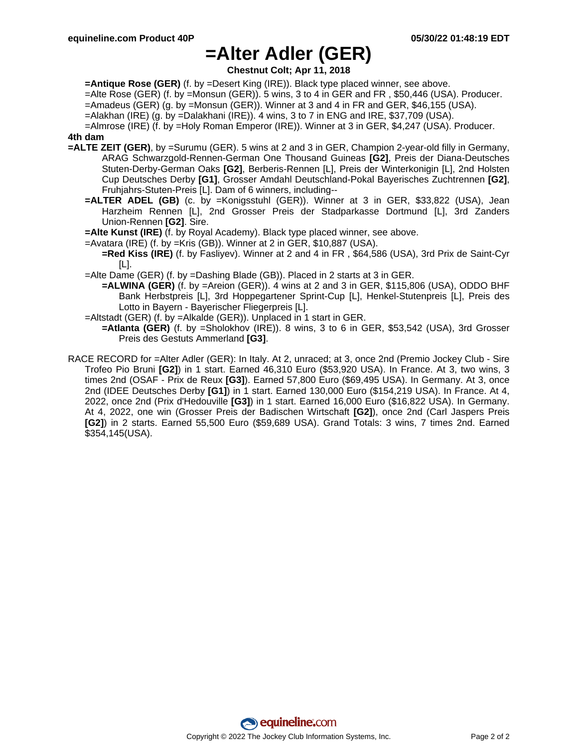# =Alter Adler (GER)

**Chestnut Colt; Apr 11, 2018**

**=Antique Rose (GER)** (f. by =Desert King (IRE)). Black type placed winner, see above.

=Alte Rose (GER) (f. by =Monsun (GER)). 5 wins, 3 to 4 in GER and FR , $50,446 (USA). Producer.

=Amadeus (GER) (g. by =Monsun (GER)). Winner at 3 and 4 in FR and GER, $46,155 (USA).

=Alakhan (IRE) (g. by =Dalakhani (IRE)). 4 wins, 3 to 7 in ENG and IRE, $37,709 (USA).

=Almrose (IRE) (f. by =Holy Roman Emperor (IRE)). Winner at 3 in GER, $4,247 (USA). Producer.

**4th dam**

**=ALTE ZEIT (GER)**, by =Surumu (GER). 5 wins at 2 and 3 in GER, Champion 2-year-old filly in Germany, ARAG Schwarzgold-Rennen-German One Thousand Guineas **[G2]**, Preis der Diana-Deutsches Stuten-Derby-German Oaks **[G2]**, Berberis-Rennen [L], Preis der Winterkonigin [L], 2nd Holsten Cup Deutsches Derby **[G1]**, Grosser Amdahl Deutschland-Pokal Bayerisches Zuchtrennen **[G2]**, Fruhjahrs-Stuten-Preis [L]. Dam of 6 winners, including--

**=ALTER ADEL (GB)** (c. by =Konigsstuhl (GER)). Winner at 3 in GER, $33,822 (USA), Jean Harzheim Rennen [L], 2nd Grosser Preis der Stadparkasse Dortmund [L], 3rd Zanders Union-Rennen **[G2]**. Sire.

**=Alte Kunst (IRE)** (f. by Royal Academy). Black type placed winner, see above.

=Avatara (IRE) (f. by =Kris (GB)). Winner at 2 in GER, $10,887 (USA).

**=Red Kiss (IRE)** (f. by Fasliyev). Winner at 2 and 4 in FR , $64,586 (USA), 3rd Prix de Saint-Cyr [L].

=Alte Dame (GER) (f. by =Dashing Blade (GB)). Placed in 2 starts at 3 in GER.

**=ALWINA (GER)** (f. by =Areion (GER)). 4 wins at 2 and 3 in GER, $115,806 (USA), ODDO BHF Bank Herbstpreis [L], 3rd Hoppegartener Sprint-Cup [L], Henkel-Stutenpreis [L], Preis des Lotto in Bayern - Bayerischer Fliegerpreis [L].

=Altstadt (GER) (f. by =Alkalde (GER)). Unplaced in 1 start in GER.

**=Atlanta (GER)** (f. by =Sholokhov (IRE)). 8 wins, 3 to 6 in GER, $53,542 (USA), 3rd Grosser Preis des Gestuts Ammerland **[G3]**.

RACE RECORD for =Alter Adler (GER): In Italy. At 2, unraced; at 3, once 2nd (Premio Jockey Club - Sire Trofeo Pio Bruni **[G2]**) in 1 start. Earned 46,310 Euro ($53,920 USA). In France. At 3, two wins, 3 times 2nd (OSAF - Prix de Reux **[G3]**). Earned 57,800 Euro ($69,495 USA). In Germany. At 3, once 2nd (IDEE Deutsches Derby **[G1]**) in 1 start. Earned 130,000 Euro ($154,219 USA). In France. At 4, 2022, once 2nd (Prix d'Hedouville **[G3]**) in 1 start. Earned 16,000 Euro ($16,822 USA). In Germany. At 4, 2022, one win (Grosser Preis der Badischen Wirtschaft **[G2]**), once 2nd (Carl Jaspers Preis **[G2]**) in 2 starts. Earned 55,500 Euro ($59,689 USA). Grand Totals: 3 wins, 7 times 2nd. Earned $354,145(USA).